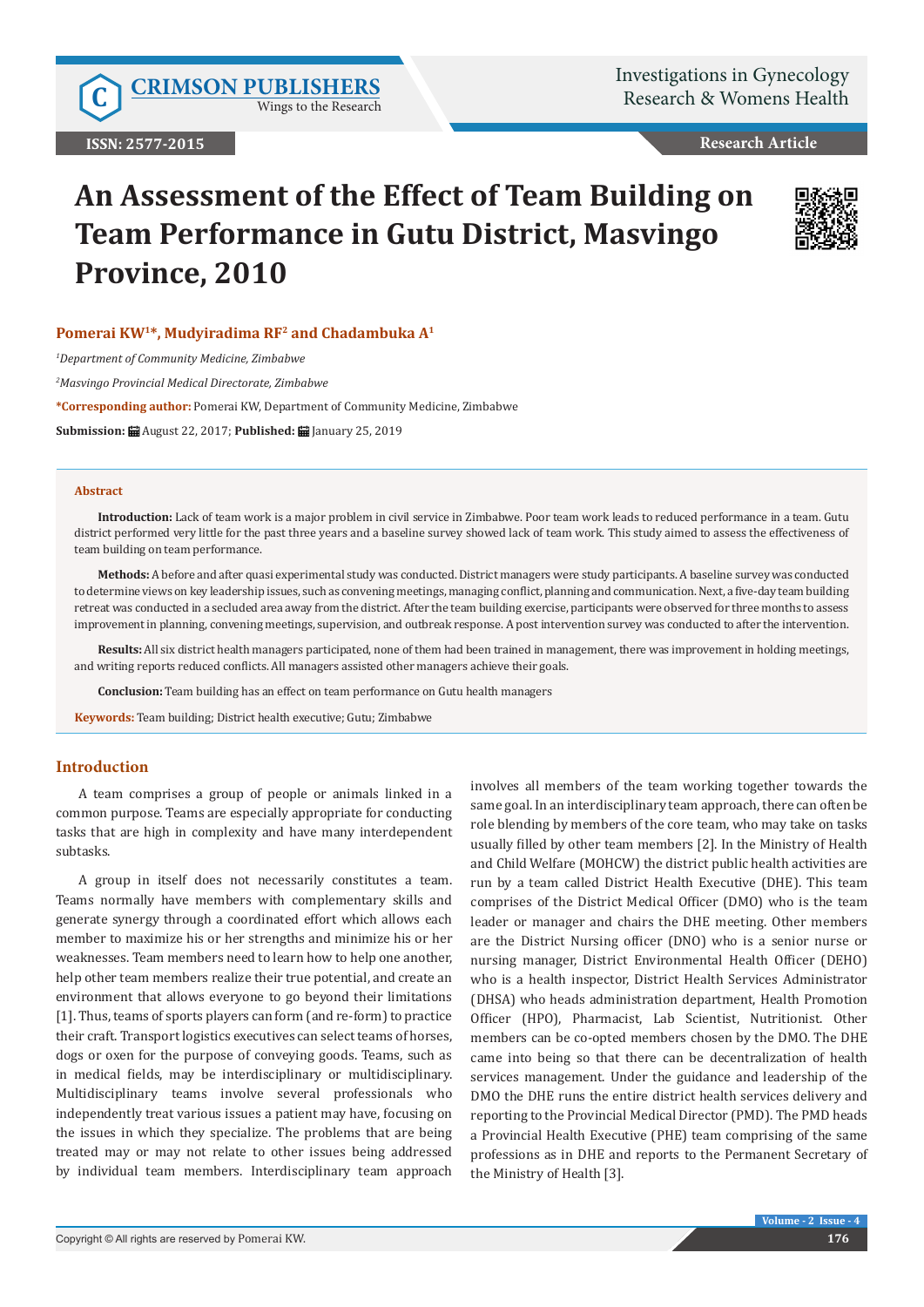# An Assessment of the Effect of Team Building on Team Performance in Gutu District, Masvingo Province, 2010

**Pomerai KW[1]*, Mudyiradima RF[2] and Chadambuka A[1]**

*[1]Department of Community Medicine, Zimbabwe*

*[2]Masvingo Provincial Medical Directorate, Zimbabwe*

**\*Corresponding author:** Pomerai KW, Department of Community Medicine, Zimbabwe

**Submission:** August 22, 2017; **Published:** January 25, 2019

## Abstract

**Introduction:** Lack of team work is a major problem in civil service in Zimbabwe. Poor team work leads to reduced performance in a team. Gutu district performed very little for the past three years and a baseline survey showed lack of team work. This study aimed to assess the effectiveness of team building on team performance.

**Methods:** A before and after quasi experimental study was conducted. District managers were study participants. A baseline survey was conducted to determine views on key leadership issues, such as convening meetings, managing conflict, planning and communication. Next, a five-day team building retreat was conducted in a secluded area away from the district. After the team building exercise, participants were observed for three months to assess improvement in planning, convening meetings, supervision, and outbreak response. A post intervention survey was conducted to after the intervention.

**Results:** All six district health managers participated, none of them had been trained in management, there was improvement in holding meetings, and writing reports reduced conflicts. All managers assisted other managers achieve their goals.

**Conclusion:** Team building has an effect on team performance on Gutu health managers

**Keywords:** Team building; District health executive; Gutu; Zimbabwe

## Introduction

A team comprises a group of people or animals linked in a common purpose. Teams are especially appropriate for conducting tasks that are high in complexity and have many interdependent subtasks.

A group in itself does not necessarily constitutes a team. Teams normally have members with complementary skills and generate synergy through a coordinated effort which allows each member to maximize his or her strengths and minimize his or her weaknesses. Team members need to learn how to help one another, help other team members realize their true potential, and create an environment that allows everyone to go beyond their limitations [1]. Thus, teams of sports players can form (and re-form) to practice their craft. Transport logistics executives can select teams of horses, dogs or oxen for the purpose of conveying goods. Teams, such as in medical fields, may be interdisciplinary or multidisciplinary. Multidisciplinary teams involve several professionals who independently treat various issues a patient may have, focusing on the issues in which they specialize. The problems that are being treated may or may not relate to other issues being addressed by individual team members. Interdisciplinary team approach involves all members of the team working together towards the same goal. In an interdisciplinary team approach, there can often be role blending by members of the core team, who may take on tasks usually filled by other team members [2]. In the Ministry of Health and Child Welfare (MOHCW) the district public health activities are run by a team called District Health Executive (DHE). This team comprises of the District Medical Officer (DMO) who is the team leader or manager and chairs the DHE meeting. Other members are the District Nursing officer (DNO) who is a senior nurse or nursing manager, District Environmental Health Officer (DEHO) who is a health inspector, District Health Services Administrator (DHSA) who heads administration department, Health Promotion Officer (HPO), Pharmacist, Lab Scientist, Nutritionist. Other members can be co-opted members chosen by the DMO. The DHE came into being so that there can be decentralization of health services management. Under the guidance and leadership of the DMO the DHE runs the entire district health services delivery and reporting to the Provincial Medical Director (PMD). The PMD heads a Provincial Health Executive (PHE) team comprising of the same professions as in DHE and reports to the Permanent Secretary of the Ministry of Health [3].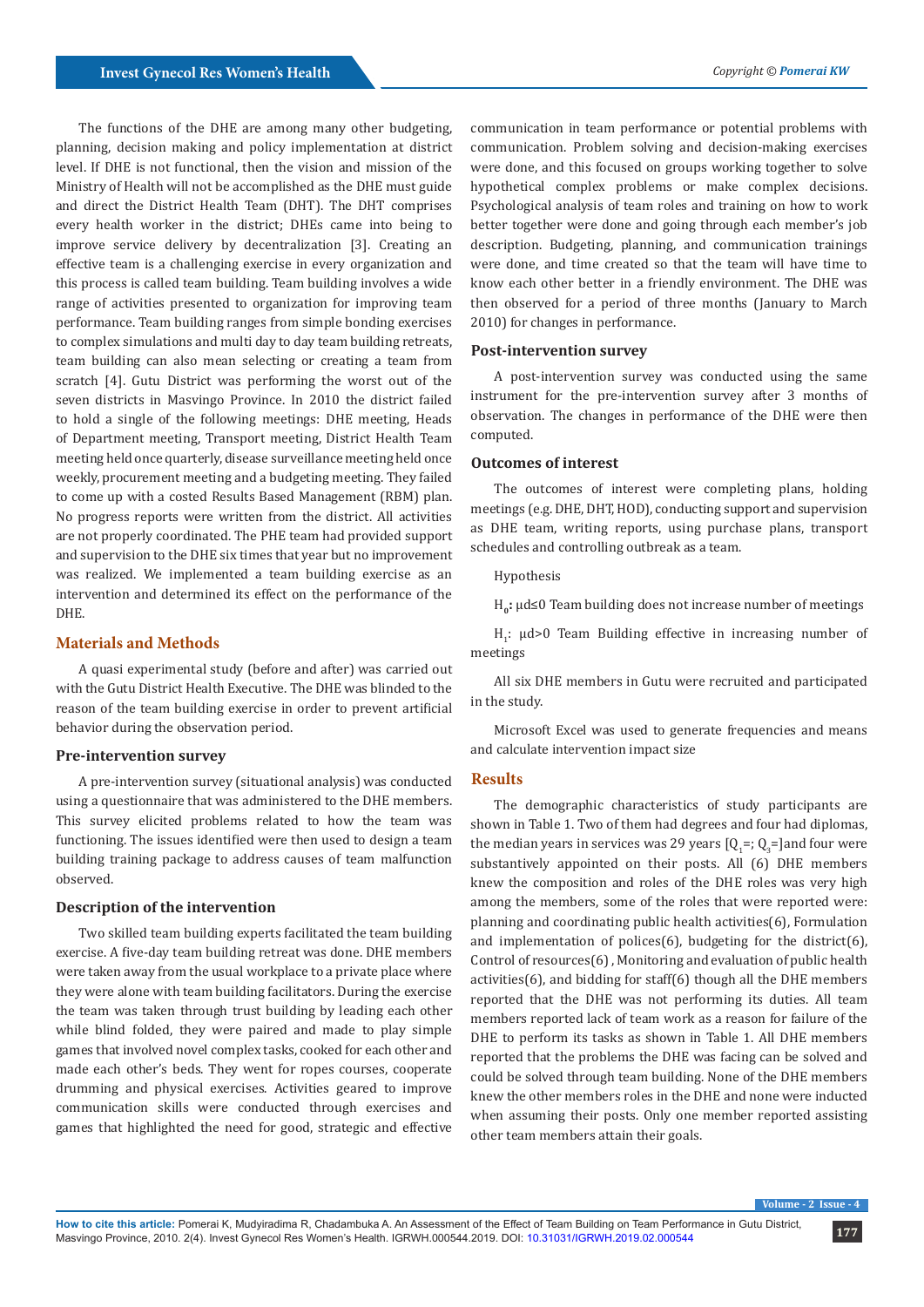The functions of the DHE are among many other budgeting, planning, decision making and policy implementation at district level. If DHE is not functional, then the vision and mission of the Ministry of Health will not be accomplished as the DHE must guide and direct the District Health Team (DHT). The DHT comprises every health worker in the district; DHEs came into being to improve service delivery by decentralization [3]. Creating an effective team is a challenging exercise in every organization and this process is called team building. Team building involves a wide range of activities presented to organization for improving team performance. Team building ranges from simple bonding exercises to complex simulations and multi day to day team building retreats, team building can also mean selecting or creating a team from scratch [4]. Gutu District was performing the worst out of the seven districts in Masvingo Province. In 2010 the district failed to hold a single of the following meetings: DHE meeting, Heads of Department meeting, Transport meeting, District Health Team meeting held once quarterly, disease surveillance meeting held once weekly, procurement meeting and a budgeting meeting. They failed to come up with a costed Results Based Management (RBM) plan. No progress reports were written from the district. All activities are not properly coordinated. The PHE team had provided support and supervision to the DHE six times that year but no improvement was realized. We implemented a team building exercise as an intervention and determined its effect on the performance of the DHE.

## Materials and Methods

A quasi experimental study (before and after) was carried out with the Gutu District Health Executive. The DHE was blinded to the reason of the team building exercise in order to prevent artificial behavior during the observation period.

### Pre-intervention survey

A pre-intervention survey (situational analysis) was conducted using a questionnaire that was administered to the DHE members. This survey elicited problems related to how the team was functioning. The issues identified were then used to design a team building training package to address causes of team malfunction observed.

### Description of the intervention

Two skilled team building experts facilitated the team building exercise. A five-day team building retreat was done. DHE members were taken away from the usual workplace to a private place where they were alone with team building facilitators. During the exercise the team was taken through trust building by leading each other while blind folded, they were paired and made to play simple games that involved novel complex tasks, cooked for each other and made each other's beds. They went for ropes courses, cooperate drumming and physical exercises. Activities geared to improve communication skills were conducted through exercises and games that highlighted the need for good, strategic and effective communication in team performance or potential problems with communication. Problem solving and decision-making exercises were done, and this focused on groups working together to solve hypothetical complex problems or make complex decisions. Psychological analysis of team roles and training on how to work better together were done and going through each member's job description. Budgeting, planning, and communication trainings were done, and time created so that the team will have time to know each other better in a friendly environment. The DHE was then observed for a period of three months (January to March 2010) for changes in performance.

### Post-intervention survey

A post-intervention survey was conducted using the same instrument for the pre-intervention survey after 3 months of observation. The changes in performance of the DHE were then computed.

### Outcomes of interest

The outcomes of interest were completing plans, holding meetings (e.g. DHE, DHT, HOD), conducting support and supervision as DHE team, writing reports, using purchase plans, transport schedules and controlling outbreak as a team.

Hypothesis

$H_0$**:** $\mu d \leq 0$ Team building does not increase number of meetings

$H_1$: $\mu d > 0$ Team Building effective in increasing number of meetings

All six DHE members in Gutu were recruited and participated in the study.

Microsoft Excel was used to generate frequencies and means and calculate intervention impact size

## Results

The demographic characteristics of study participants are shown in Table 1. Two of them had degrees and four had diplomas, the median years in services was 29 years [$Q_1$=; $Q_3$=]and four were substantively appointed on their posts. All (6) DHE members knew the composition and roles of the DHE roles was very high among the members, some of the roles that were reported were: planning and coordinating public health activities(6), Formulation and implementation of polices(6), budgeting for the district(6), Control of resources(6) , Monitoring and evaluation of public health activities(6), and bidding for staff(6) though all the DHE members reported that the DHE was not performing its duties. All team members reported lack of team work as a reason for failure of the DHE to perform its tasks as shown in Table 1. All DHE members reported that the problems the DHE was facing can be solved and could be solved through team building. None of the DHE members knew the other members roles in the DHE and none were inducted when assuming their posts. Only one member reported assisting other team members attain their goals.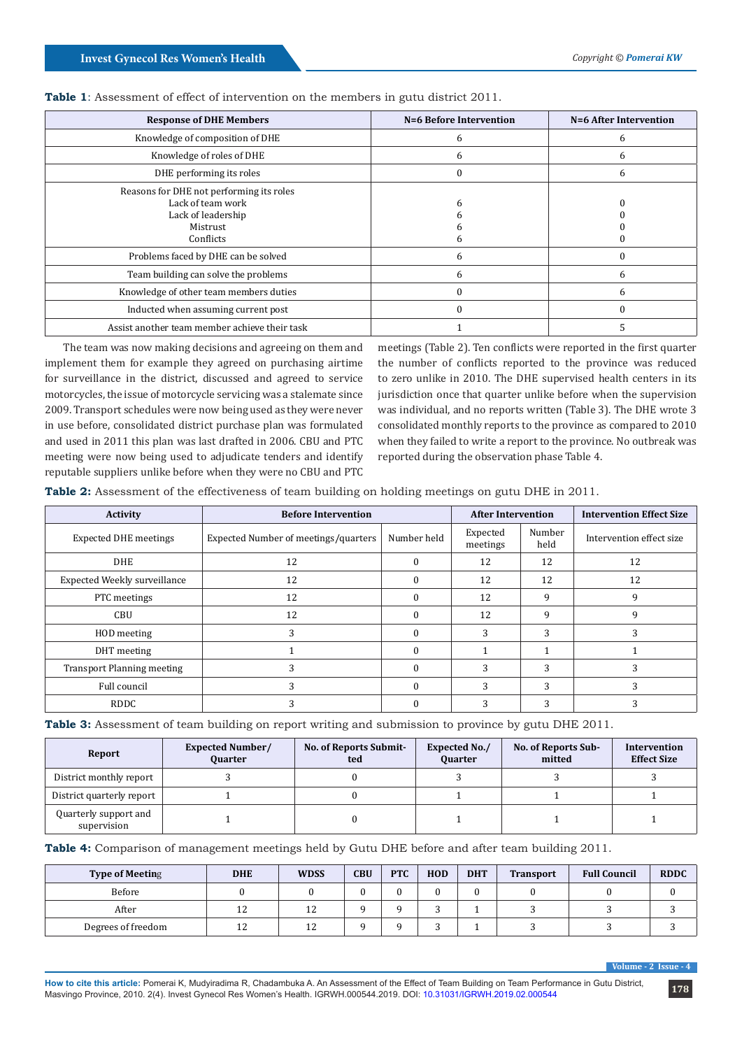**Table 1**: Assessment of effect of intervention on the members in gutu district 2011.

| Response of DHE Members | N=6 Before Intervention | N=6 After Intervention |
|---|---|---|
| Knowledge of composition of DHE | 6 | 6 |
| Knowledge of roles of DHE | 6 | 6 |
| DHE performing its roles | 0 | 6 |
| Reasons for DHE not performing its roles<br>Lack of team work<br>Lack of leadership<br>Mistrust<br>Conflicts | <br>6<br>6<br>6<br>6 | <br>0<br>0<br>0<br>0 |
| Problems faced by DHE can be solved | 6 | 0 |
| Team building can solve the problems | 6 | 6 |
| Knowledge of other team members duties | 0 | 6 |
| Inducted when assuming current post | 0 | 0 |
| Assist another team member achieve their task | 1 | 5 |

The team was now making decisions and agreeing on them and implement them for example they agreed on purchasing airtime for surveillance in the district, discussed and agreed to service motorcycles, the issue of motorcycle servicing was a stalemate since 2009. Transport schedules were now being used as they were never in use before, consolidated district purchase plan was formulated and used in 2011 this plan was last drafted in 2006. CBU and PTC meeting were now being used to adjudicate tenders and identify reputable suppliers unlike before when they were no CBU and PTC meetings (Table 2). Ten conflicts were reported in the first quarter the number of conflicts reported to the province was reduced to zero unlike in 2010. The DHE supervised health centers in its jurisdiction once that quarter unlike before when the supervision was individual, and no reports written (Table 3). The DHE wrote 3 consolidated monthly reports to the province as compared to 2010 when they failed to write a report to the province. No outbreak was reported during the observation phase Table 4.

**Table 2:** Assessment of the effectiveness of team building on holding meetings on gutu DHE in 2011.

| Activity | Before Intervention | | After Intervention | | Intervention Effect Size |
|---|---|---|---|---|---|
| Expected DHE meetings | Expected Number of meetings/quarters | Number held | Expected meetings | Number held | Intervention effect size |
| DHE | 12 | 0 | 12 | 12 | 12 |
| Expected Weekly surveillance | 12 | 0 | 12 | 12 | 12 |
| PTC meetings | 12 | 0 | 12 | 9 | 9 |
| CBU | 12 | 0 | 12 | 9 | 9 |
| HOD meeting | 3 | 0 | 3 | 3 | 3 |
| DHT meeting | 1 | 0 | 1 | 1 | 1 |
| Transport Planning meeting | 3 | 0 | 3 | 3 | 3 |
| Full council | 3 | 0 | 3 | 3 | 3 |
| RDDC | 3 | 0 | 3 | 3 | 3 |

**Table 3:** Assessment of team building on report writing and submission to province by gutu DHE 2011.

| Report | Expected Number/ Quarter | No. of Reports Submitted | Expected No./ Quarter | No. of Reports Submitted | Intervention Effect Size |
|---|---|---|---|---|---|
| District monthly report | 3 | 0 | 3 | 3 | 3 |
| District quarterly report | 1 | 0 | 1 | 1 | 1 |
| Quarterly support and supervision | 1 | 0 | 1 | 1 | 1 |

**Table 4:** Comparison of management meetings held by Gutu DHE before and after team building 2011.

| Type of Meeting | DHE | WDSS | CBU | PTC | HOD | DHT | Transport | Full Council | RDDC |
|---|---|---|---|---|---|---|---|---|---|
| Before | 0 | 0 | 0 | 0 | 0 | 0 | 0 | 0 | 0 |
| After | 12 | 12 | 9 | 9 | 3 | 1 | 3 | 3 | 3 |
| Degrees of freedom | 12 | 12 | 9 | 9 | 3 | 1 | 3 | 3 | 3 |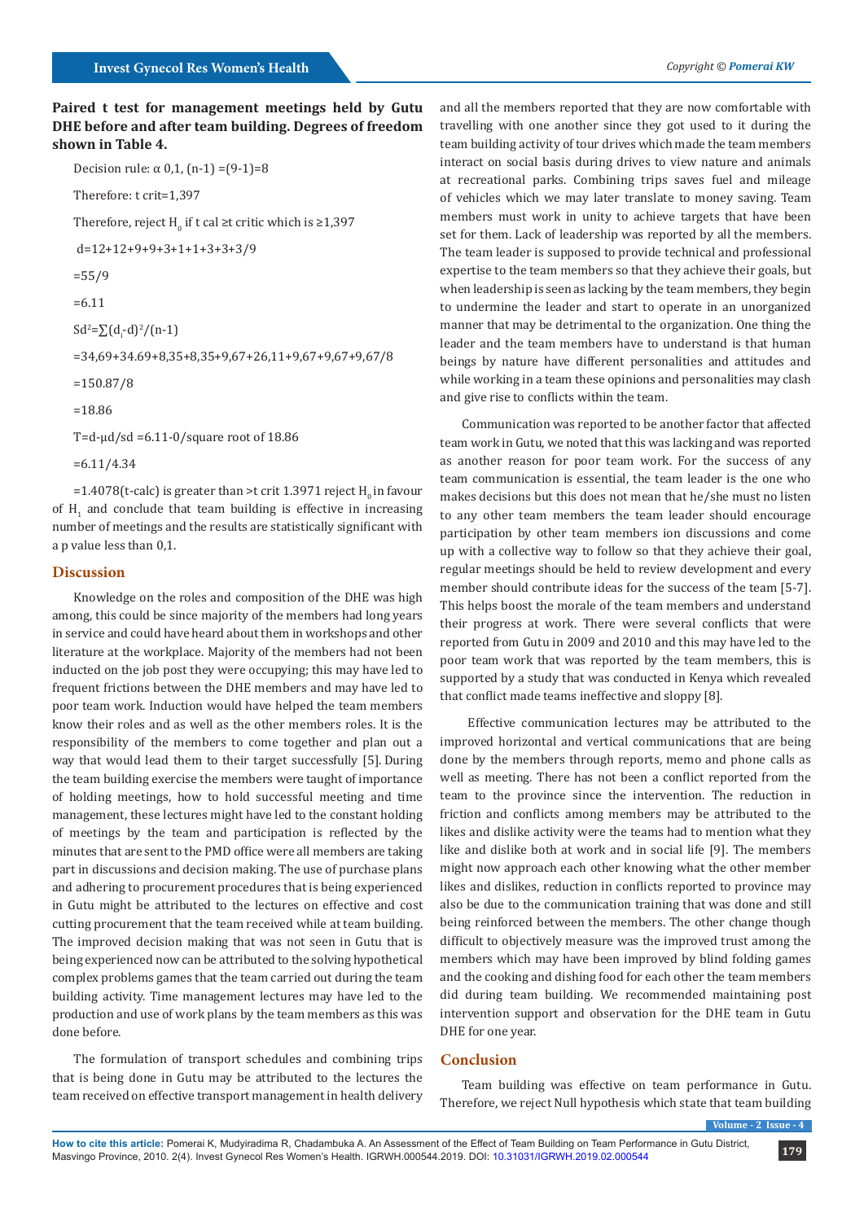**Paired t test for management meetings held by Gutu DHE before and after team building. Degrees of freedom shown in Table 4.**

Decision rule: α 0,1, (n-1) =(9-1)=8

Therefore: t crit=1,397

Therefore, reject $H_0$ if t cal ≥t critic which is ≥1,397

d=12+12+9+9+3+1+1+3+3+3/9

=55/9

=6.11

$Sd^2=\sum(d_i\text{-}d)^2/(n\text{-}1)$

=34,69+34.69+8,35+8,35+9,67+26,11+9,67+9,67+9,67/8

=150.87/8

=18.86

T=d-μd/sd =6.11-0/square root of 18.86

=6.11/4.34

=1.4078(t-calc) is greater than >t crit 1.3971 reject $H_0$ in favour of $H_1$ and conclude that team building is effective in increasing number of meetings and the results are statistically significant with a p value less than 0,1.

## Discussion

Knowledge on the roles and composition of the DHE was high among, this could be since majority of the members had long years in service and could have heard about them in workshops and other literature at the workplace. Majority of the members had not been inducted on the job post they were occupying; this may have led to frequent frictions between the DHE members and may have led to poor team work. Induction would have helped the team members know their roles and as well as the other members roles. It is the responsibility of the members to come together and plan out a way that would lead them to their target successfully [5]. During the team building exercise the members were taught of importance of holding meetings, how to hold successful meeting and time management, these lectures might have led to the constant holding of meetings by the team and participation is reflected by the minutes that are sent to the PMD office were all members are taking part in discussions and decision making. The use of purchase plans and adhering to procurement procedures that is being experienced in Gutu might be attributed to the lectures on effective and cost cutting procurement that the team received while at team building. The improved decision making that was not seen in Gutu that is being experienced now can be attributed to the solving hypothetical complex problems games that the team carried out during the team building activity. Time management lectures may have led to the production and use of work plans by the team members as this was done before.

The formulation of transport schedules and combining trips that is being done in Gutu may be attributed to the lectures the team received on effective transport management in health delivery and all the members reported that they are now comfortable with travelling with one another since they got used to it during the team building activity of tour drives which made the team members interact on social basis during drives to view nature and animals at recreational parks. Combining trips saves fuel and mileage of vehicles which we may later translate to money saving. Team members must work in unity to achieve targets that have been set for them. Lack of leadership was reported by all the members. The team leader is supposed to provide technical and professional expertise to the team members so that they achieve their goals, but when leadership is seen as lacking by the team members, they begin to undermine the leader and start to operate in an unorganized manner that may be detrimental to the organization. One thing the leader and the team members have to understand is that human beings by nature have different personalities and attitudes and while working in a team these opinions and personalities may clash and give rise to conflicts within the team.

Communication was reported to be another factor that affected team work in Gutu, we noted that this was lacking and was reported as another reason for poor team work. For the success of any team communication is essential, the team leader is the one who makes decisions but this does not mean that he/she must no listen to any other team members the team leader should encourage participation by other team members ion discussions and come up with a collective way to follow so that they achieve their goal, regular meetings should be held to review development and every member should contribute ideas for the success of the team [5-7]. This helps boost the morale of the team members and understand their progress at work. There were several conflicts that were reported from Gutu in 2009 and 2010 and this may have led to the poor team work that was reported by the team members, this is supported by a study that was conducted in Kenya which revealed that conflict made teams ineffective and sloppy [8].

Effective communication lectures may be attributed to the improved horizontal and vertical communications that are being done by the members through reports, memo and phone calls as well as meeting. There has not been a conflict reported from the team to the province since the intervention. The reduction in friction and conflicts among members may be attributed to the likes and dislike activity were the teams had to mention what they like and dislike both at work and in social life [9]. The members might now approach each other knowing what the other member likes and dislikes, reduction in conflicts reported to province may also be due to the communication training that was done and still being reinforced between the members. The other change though difficult to objectively measure was the improved trust among the members which may have been improved by blind folding games and the cooking and dishing food for each other the team members did during team building. We recommended maintaining post intervention support and observation for the DHE team in Gutu DHE for one year.

## Conclusion

Team building was effective on team performance in Gutu. Therefore, we reject Null hypothesis which state that team building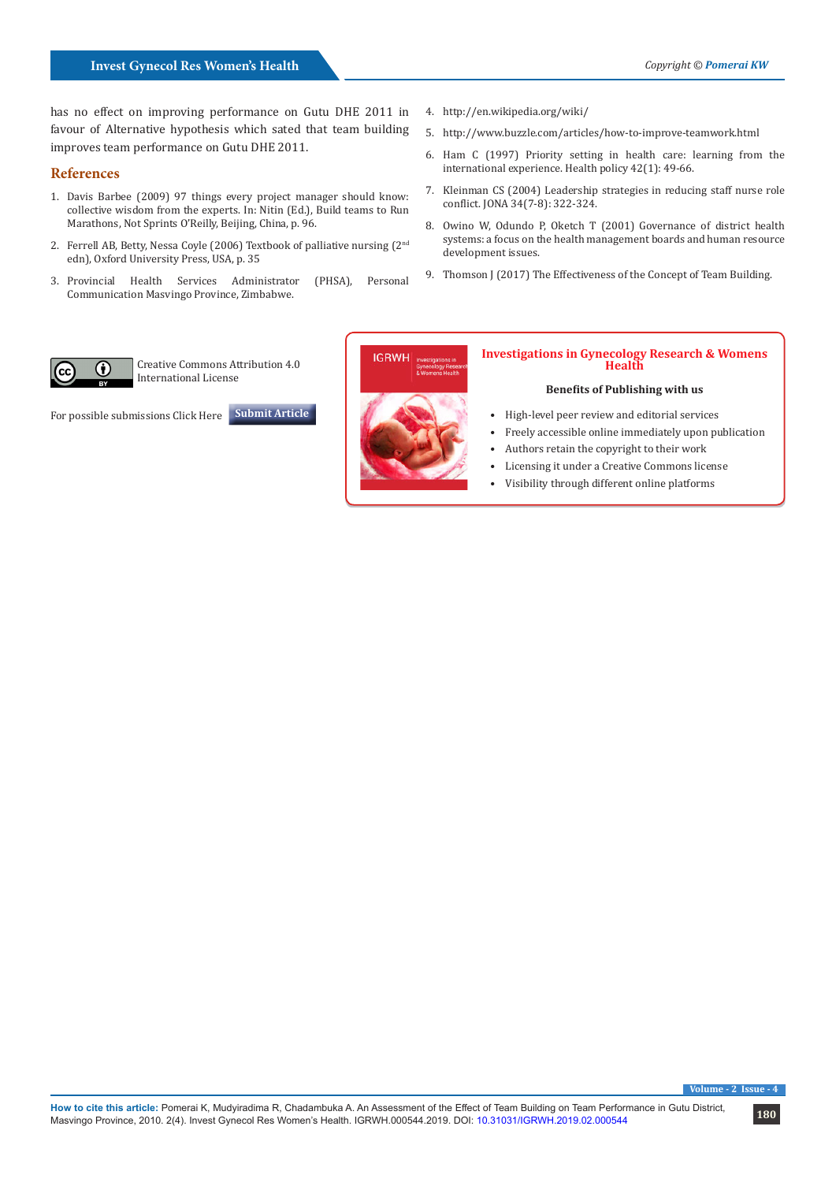has no effect on improving performance on Gutu DHE 2011 in favour of Alternative hypothesis which sated that team building improves team performance on Gutu DHE 2011.

## References

1. Davis Barbee (2009) 97 things every project manager should know: collective wisdom from the experts. In: Nitin (Ed.), Build teams to Run Marathons, Not Sprints O'Reilly, Beijing, China, p. 96.
2. Ferrell AB, Betty, Nessa Coyle (2006) Textbook of palliative nursing (2nd edn), Oxford University Press, USA, p. 35
3. Provincial Health Services Administrator (PHSA), Personal Communication Masvingo Province, Zimbabwe.
4. http://en.wikipedia.org/wiki/
5. http://www.buzzle.com/articles/how-to-improve-teamwork.html
6. Ham C (1997) Priority setting in health care: learning from the international experience. Health policy 42(1): 49-66.
7. Kleinman CS (2004) Leadership strategies in reducing staff nurse role conflict. JONA 34(7-8): 322-324.
8. Owino W, Odundo P, Oketch T (2001) Governance of district health systems: a focus on the health management boards and human resource development issues.
9. Thomson J (2017) The Effectiveness of the Concept of Team Building.

Creative Commons Attribution 4.0 International License

For possible submissions Click Here **Submit Article**

**Investigations in Gynecology Research & Womens Health**

**Benefits of Publishing with us**

- High-level peer review and editorial services
- Freely accessible online immediately upon publication
- Authors retain the copyright to their work
- Licensing it under a Creative Commons license
- Visibility through different online platforms

**How to cite this article:** Pomerai K, Mudyiradima R, Chadambuka A. An Assessment of the Effect of Team Building on Team Performance in Gutu District, Masvingo Province, 2010. 2(4). Invest Gynecol Res Women's Health. IGRWH.000544.2019. DOI: 10.31031/IGRWH.2019.02.000544